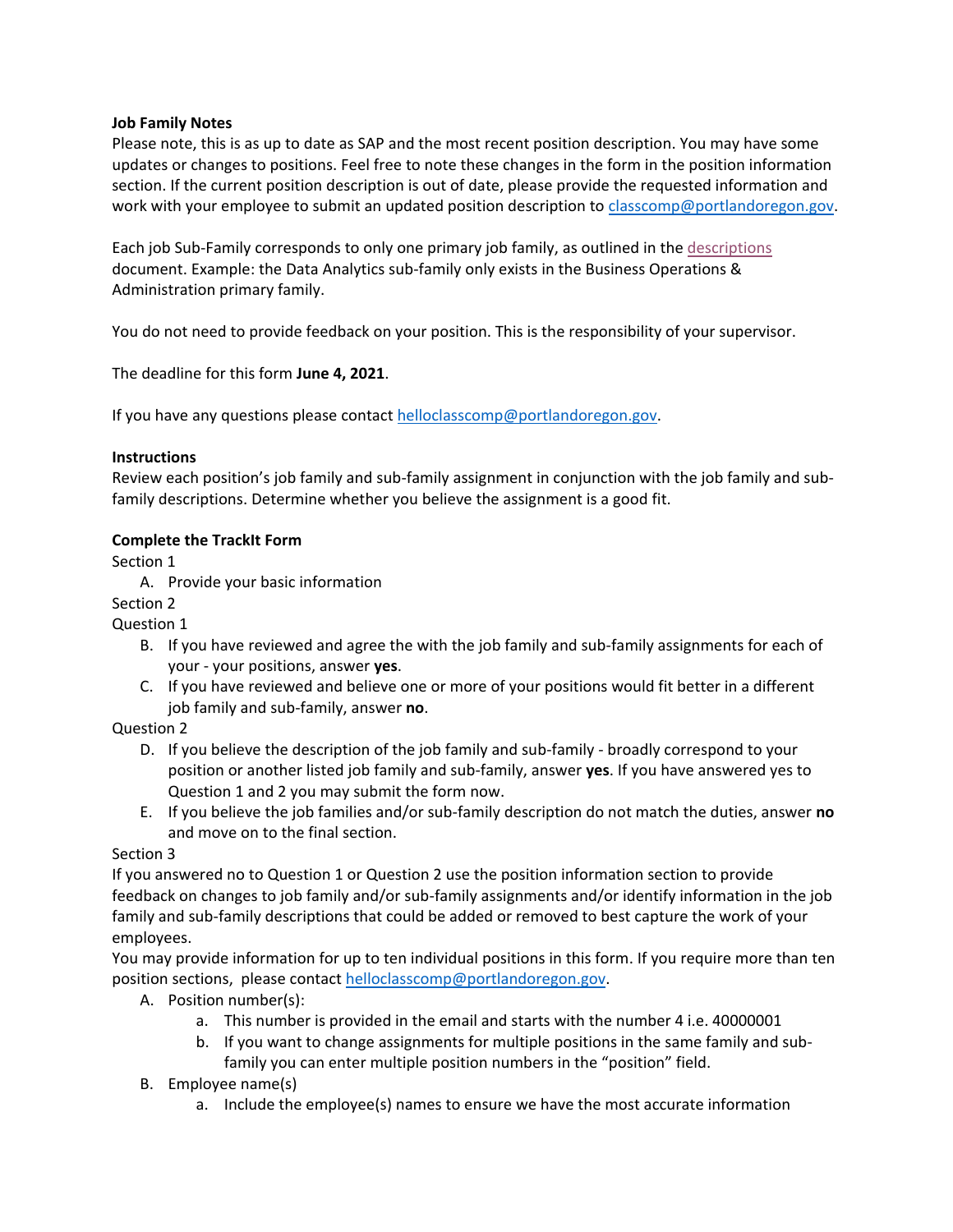**Job Family Notes**

Please note, this is as up to date as SAP and the most recent position description. You may have some updates or changes to positions. Feel free to note these changes in the form in the position information section. If the current position description is out of date, please provide the requested information and work with your employee to submit an updated position description to classcomp@portlandoregon.gov.

Each job Sub-Family corresponds to only one primary job family, as outlined in the descriptions document. Example: the Data Analytics sub-family only exists in the Business Operations & Administration primary family.

You do not need to provide feedback on your position. This is the responsibility of your supervisor.

The deadline for this form **June 4, 2021**.

If you have any questions please contact helloclasscomp@portlandoregon.gov.

**Instructions**

Review each position's job family and sub-family assignment in conjunction with the job family and sub-family descriptions. Determine whether you believe the assignment is a good fit.

**Complete the TrackIt Form**

Section 1

A. Provide your basic information

Section 2

Question 1

B. If you have reviewed and agree the with the job family and sub-family assignments for each of your - your positions, answer **yes**.
C. If you have reviewed and believe one or more of your positions would fit better in a different job family and sub-family, answer **no**.

Question 2

D. If you believe the description of the job family and sub-family - broadly correspond to your position or another listed job family and sub-family, answer **yes**. If you have answered yes to Question 1 and 2 you may submit the form now.
E. If you believe the job families and/or sub-family description do not match the duties, answer **no** and move on to the final section.

Section 3

If you answered no to Question 1 or Question 2 use the position information section to provide feedback on changes to job family and/or sub-family assignments and/or identify information in the job family and sub-family descriptions that could be added or removed to best capture the work of your employees.

You may provide information for up to ten individual positions in this form. If you require more than ten position sections, please contact helloclasscomp@portlandoregon.gov.

A. Position number(s):
   a. This number is provided in the email and starts with the number 4 i.e. 40000001
   b. If you want to change assignments for multiple positions in the same family and sub-family you can enter multiple position numbers in the "position" field.
B. Employee name(s)
   a. Include the employee(s) names to ensure we have the most accurate information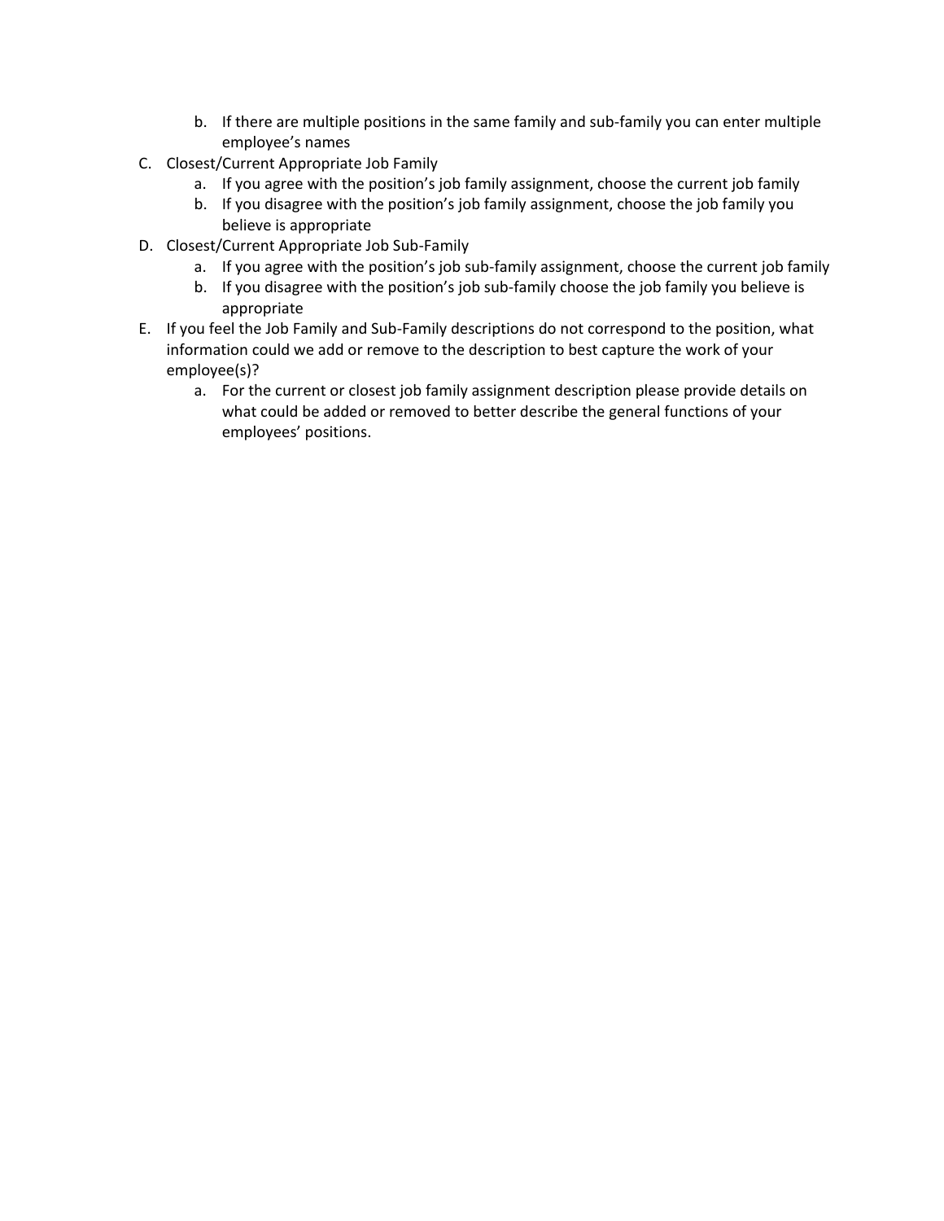b. If there are multiple positions in the same family and sub-family you can enter multiple employee's names

C. Closest/Current Appropriate Job Family
   a. If you agree with the position's job family assignment, choose the current job family
   b. If you disagree with the position's job family assignment, choose the job family you believe is appropriate

D. Closest/Current Appropriate Job Sub-Family
   a. If you agree with the position's job sub-family assignment, choose the current job family
   b. If you disagree with the position's job sub-family choose the job family you believe is appropriate

E. If you feel the Job Family and Sub-Family descriptions do not correspond to the position, what information could we add or remove to the description to best capture the work of your employee(s)?
   a. For the current or closest job family assignment description please provide details on what could be added or removed to better describe the general functions of your employees' positions.